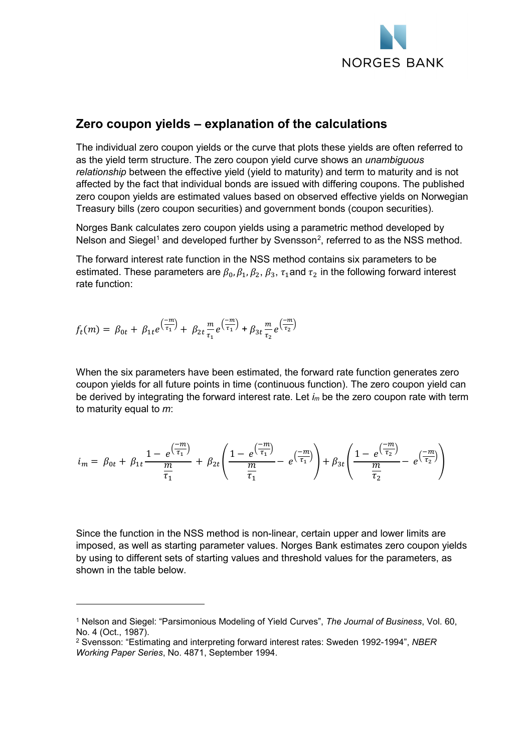## Zero coupon yields – explanation of the calculations

The individual zero coupon yields or the curve that plots these yields are often referred to as the yield term structure. The zero coupon yield curve shows an *unambiguous relationship* between the effective yield (yield to maturity) and term to maturity and is not affected by the fact that individual bonds are issued with differing coupons. The published zero coupon yields are estimated values based on observed effective yields on Norwegian Treasury bills (zero coupon securities) and government bonds (coupon securities).

Norges Bank calculates zero coupon yields using a parametric method developed by Nelson and Siegel[1] and developed further by Svensson[2], referred to as the NSS method.

The forward interest rate function in the NSS method contains six parameters to be estimated. These parameters are $\beta_0, \beta_1, \beta_2, \beta_3, \tau_1$ and $\tau_2$ in the following forward interest rate function:

$$f_t(m) = \beta_{0t} + \beta_{1t} e^{\left(\frac{-m}{\tau_1}\right)} + \beta_{2t} \frac{m}{\tau_1} e^{\left(\frac{-m}{\tau_1}\right)} + \beta_{3t} \frac{m}{\tau_2} e^{\left(\frac{-m}{\tau_2}\right)}$$

When the six parameters have been estimated, the forward rate function generates zero coupon yields for all future points in time (continuous function). The zero coupon yield can be derived by integrating the forward interest rate. Let $i_m$ be the zero coupon rate with term to maturity equal to $m$:

$$i_m = \beta_{0t} + \beta_{1t} \frac{1 - e^{\left(\frac{-m}{\tau_1}\right)}}{\frac{m}{\tau_1}} + \beta_{2t} \left( \frac{1 - e^{\left(\frac{-m}{\tau_1}\right)}}{\frac{m}{\tau_1}} - e^{\left(\frac{-m}{\tau_1}\right)} \right) + \beta_{3t} \left( \frac{1 - e^{\left(\frac{-m}{\tau_2}\right)}}{\frac{m}{\tau_2}} - e^{\left(\frac{-m}{\tau_2}\right)} \right)$$

Since the function in the NSS method is non-linear, certain upper and lower limits are imposed, as well as starting parameter values. Norges Bank estimates zero coupon yields by using to different sets of starting values and threshold values for the parameters, as shown in the table below.

---

[1] Nelson and Siegel: "Parsimonious Modeling of Yield Curves", *The Journal of Business*, Vol. 60, No. 4 (Oct., 1987).

[2] Svensson: "Estimating and interpreting forward interest rates: Sweden 1992-1994", *NBER Working Paper Series*, No. 4871, September 1994.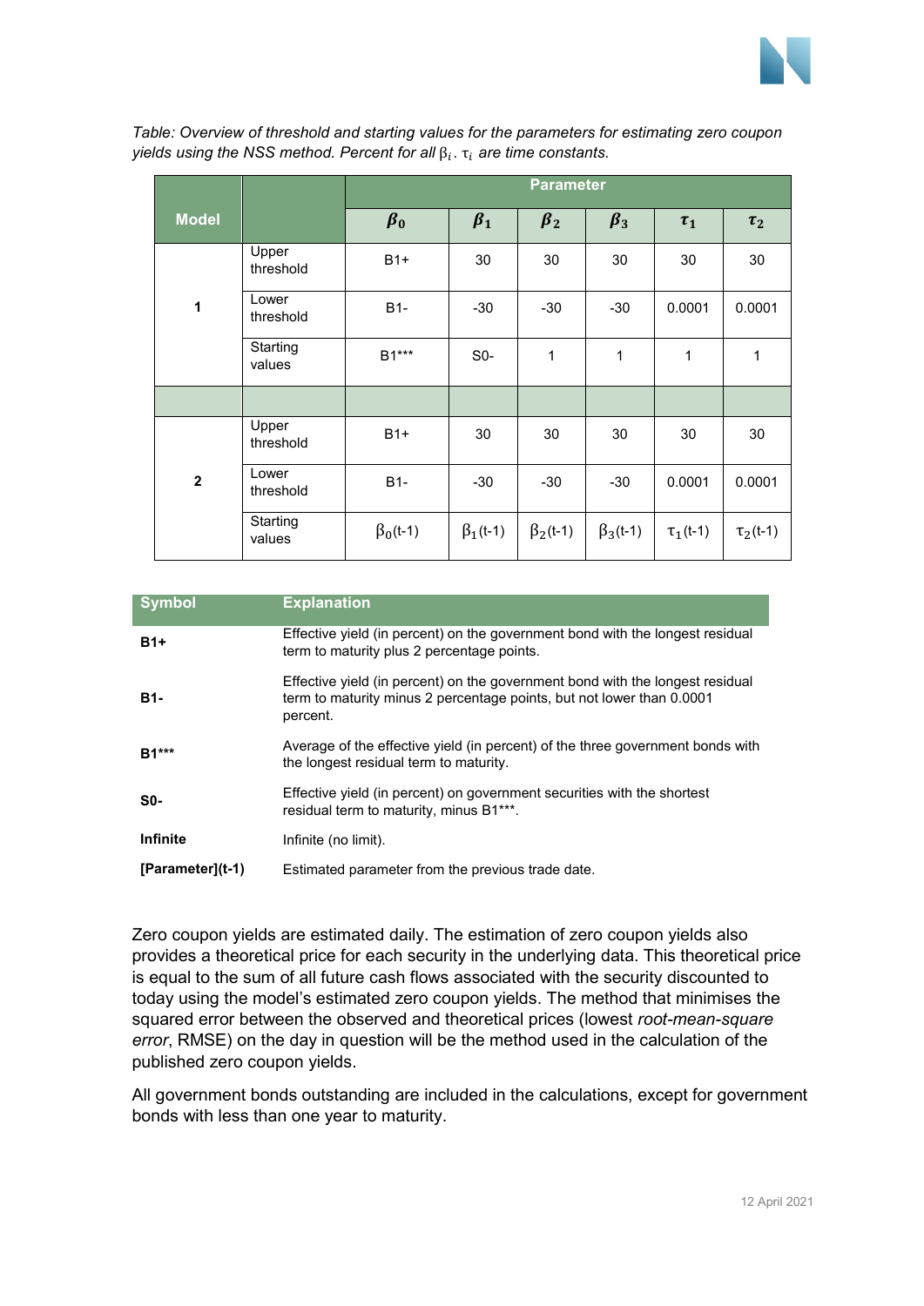*Table: Overview of threshold and starting values for the parameters for estimating zero coupon yields using the NSS method. Percent for all $\beta_i$. $\tau_i$ are time constants.*

| Model | | Parameter | | | | | |
|---|---|---|---|---|---|---|---|
| | | $\beta_0$ | $\beta_1$ | $\beta_2$ | $\beta_3$ | $\tau_1$ | $\tau_2$ |
| 1 | Upper threshold | B1+ | 30 | 30 | 30 | 30 | 30 |
| | Lower threshold | B1- | -30 | -30 | -30 | 0.0001 | 0.0001 |
| | Starting values | B1*** | S0- | 1 | 1 | 1 | 1 |
| | | | | | | | |
| 2 | Upper threshold | B1+ | 30 | 30 | 30 | 30 | 30 |
| | Lower threshold | B1- | -30 | -30 | -30 | 0.0001 | 0.0001 |
| | Starting values | $\beta_0$(t-1) | $\beta_1$(t-1) | $\beta_2$(t-1) | $\beta_3$(t-1) | $\tau_1$(t-1) | $\tau_2$(t-1) |

| Symbol | Explanation |
|---|---|
| **B1+** | Effective yield (in percent) on the government bond with the longest residual term to maturity plus 2 percentage points. |
| **B1-** | Effective yield (in percent) on the government bond with the longest residual term to maturity minus 2 percentage points, but not lower than 0.0001 percent. |
| **B1*** ** | Average of the effective yield (in percent) of the three government bonds with the longest residual term to maturity. |
| **S0-** | Effective yield (in percent) on government securities with the shortest residual term to maturity, minus B1***. |
| **Infinite** | Infinite (no limit). |
| **[Parameter](t-1)** | Estimated parameter from the previous trade date. |

Zero coupon yields are estimated daily. The estimation of zero coupon yields also provides a theoretical price for each security in the underlying data. This theoretical price is equal to the sum of all future cash flows associated with the security discounted to today using the model's estimated zero coupon yields. The method that minimises the squared error between the observed and theoretical prices (lowest *root-mean-square error*, RMSE) on the day in question will be the method used in the calculation of the published zero coupon yields.

All government bonds outstanding are included in the calculations, except for government bonds with less than one year to maturity.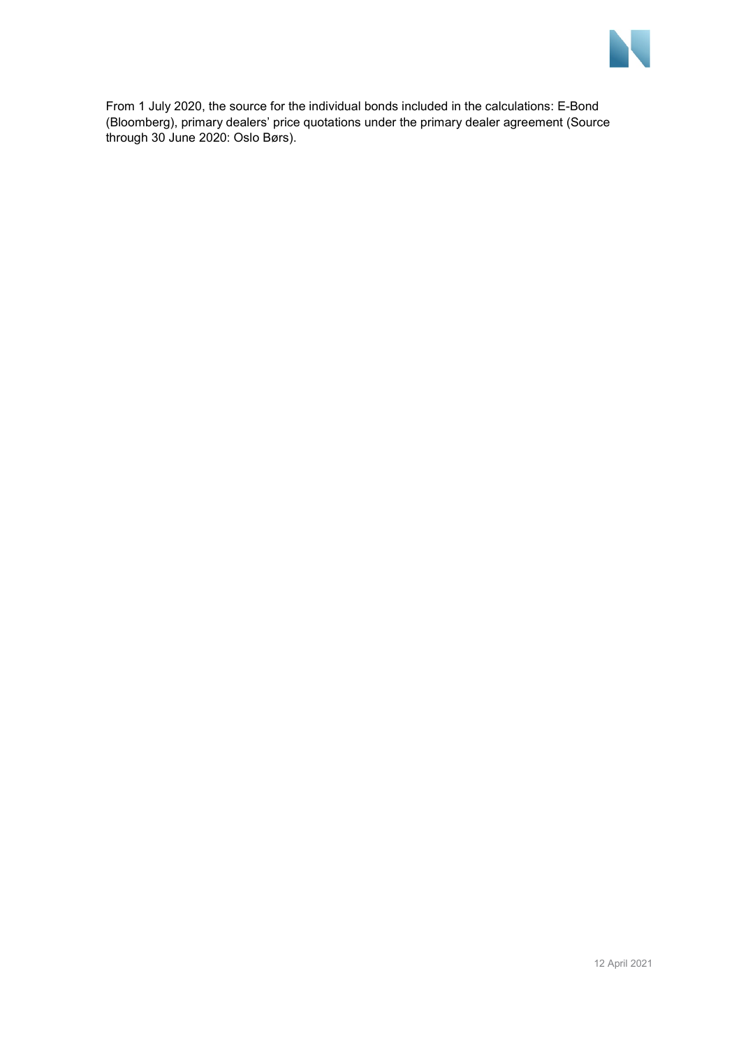From 1 July 2020, the source for the individual bonds included in the calculations: E-Bond (Bloomberg), primary dealers' price quotations under the primary dealer agreement (Source through 30 June 2020: Oslo Børs).

12 April 2021